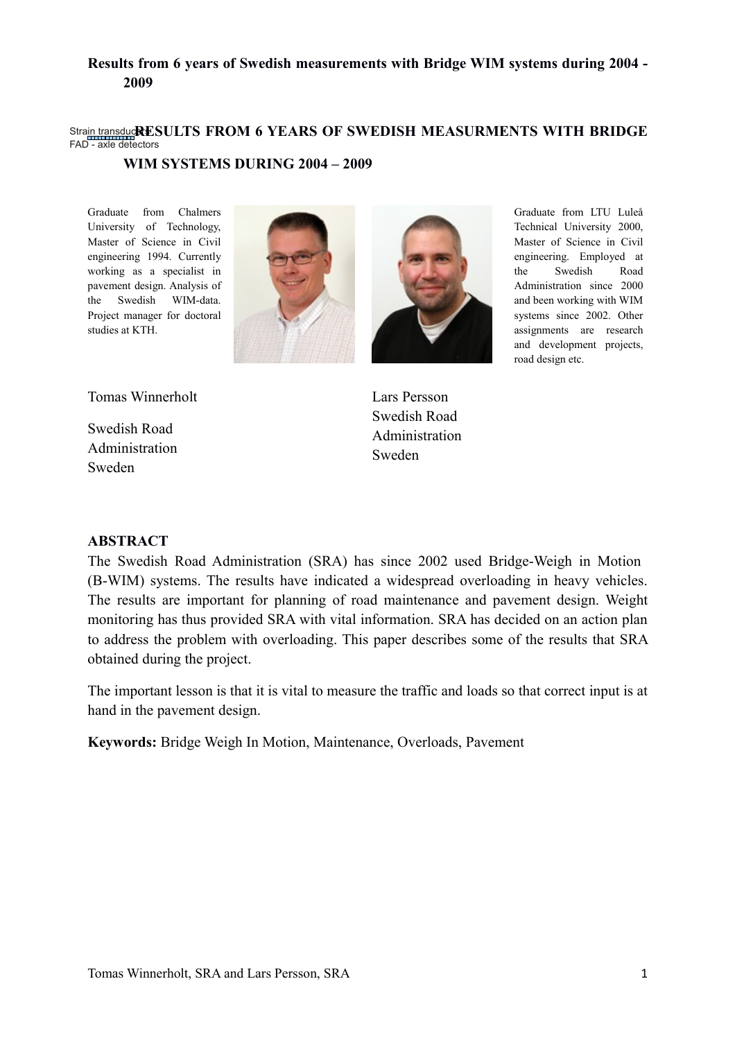**Results from 6 years of Swedish measurements with Bridge WIM systems during 2004 - 2009**

Strain transducers
FAD - axle detectors

# RESULTS FROM 6 YEARS OF SWEDISH MEASURMENTS WITH BRIDGE WIM SYSTEMS DURING 2004 – 2009

Graduate from Chalmers University of Technology, Master of Science in Civil engineering 1994. Currently working as a specialist in pavement design. Analysis of the Swedish WIM-data. Project manager for doctoral studies at KTH.

Graduate from LTU Luleå Technical University 2000, Master of Science in Civil engineering. Employed at the Swedish Road Administration since 2000 and been working with WIM systems since 2002. Other assignments are research and development projects, road design etc.

Tomas Winnerholt
Swedish Road Administration
Sweden

Lars Persson
Swedish Road Administration
Sweden

## ABSTRACT

The Swedish Road Administration (SRA) has since 2002 used Bridge-Weigh in Motion (B-WIM) systems. The results have indicated a widespread overloading in heavy vehicles. The results are important for planning of road maintenance and pavement design. Weight monitoring has thus provided SRA with vital information. SRA has decided on an action plan to address the problem with overloading. This paper describes some of the results that SRA obtained during the project.

The important lesson is that it is vital to measure the traffic and loads so that correct input is at hand in the pavement design.

**Keywords:** Bridge Weigh In Motion, Maintenance, Overloads, Pavement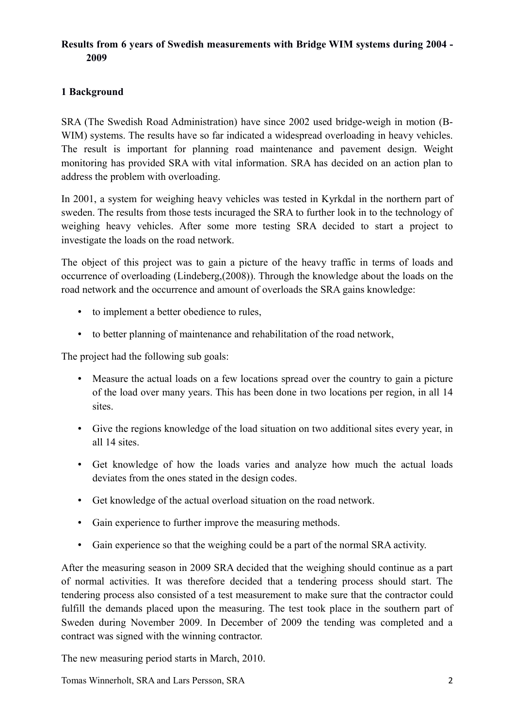**Results from 6 years of Swedish measurements with Bridge WIM systems during 2004 - 2009**

## 1 Background

SRA (The Swedish Road Administration) have since 2002 used bridge-weigh in motion (B-WIM) systems. The results have so far indicated a widespread overloading in heavy vehicles. The result is important for planning road maintenance and pavement design. Weight monitoring has provided SRA with vital information. SRA has decided on an action plan to address the problem with overloading.

In 2001, a system for weighing heavy vehicles was tested in Kyrkdal in the northern part of sweden. The results from those tests incuraged the SRA to further look in to the technology of weighing heavy vehicles. After some more testing SRA decided to start a project to investigate the loads on the road network.

The object of this project was to gain a picture of the heavy traffic in terms of loads and occurrence of overloading (Lindeberg,(2008)). Through the knowledge about the loads on the road network and the occurrence and amount of overloads the SRA gains knowledge:

- to implement a better obedience to rules,
- to better planning of maintenance and rehabilitation of the road network,

The project had the following sub goals:

- Measure the actual loads on a few locations spread over the country to gain a picture of the load over many years. This has been done in two locations per region, in all 14 sites.
- Give the regions knowledge of the load situation on two additional sites every year, in all 14 sites.
- Get knowledge of how the loads varies and analyze how much the actual loads deviates from the ones stated in the design codes.
- Get knowledge of the actual overload situation on the road network.
- Gain experience to further improve the measuring methods.
- Gain experience so that the weighing could be a part of the normal SRA activity.

After the measuring season in 2009 SRA decided that the weighing should continue as a part of normal activities. It was therefore decided that a tendering process should start. The tendering process also consisted of a test measurement to make sure that the contractor could fulfill the demands placed upon the measuring. The test took place in the southern part of Sweden during November 2009. In December of 2009 the tending was completed and a contract was signed with the winning contractor.

The new measuring period starts in March, 2010.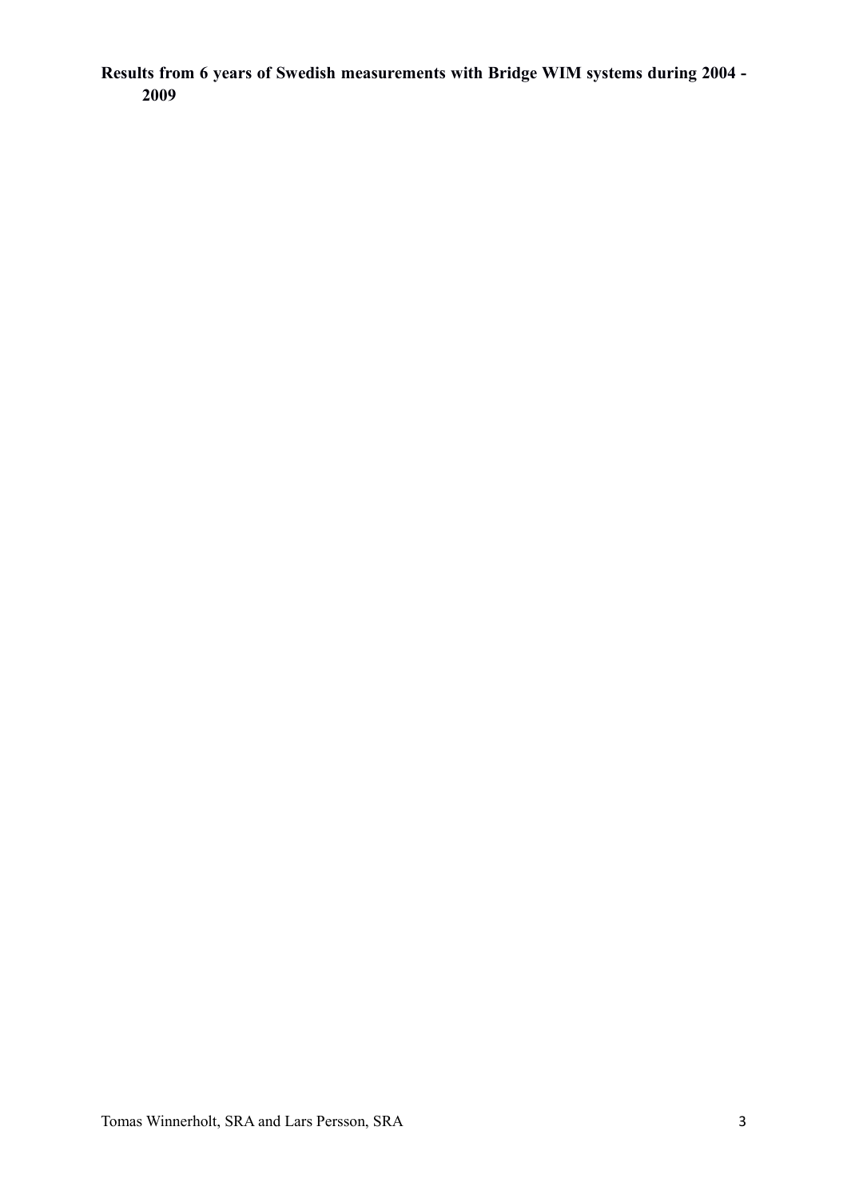**Results from 6 years of Swedish measurements with Bridge WIM systems during 2004 - 2009**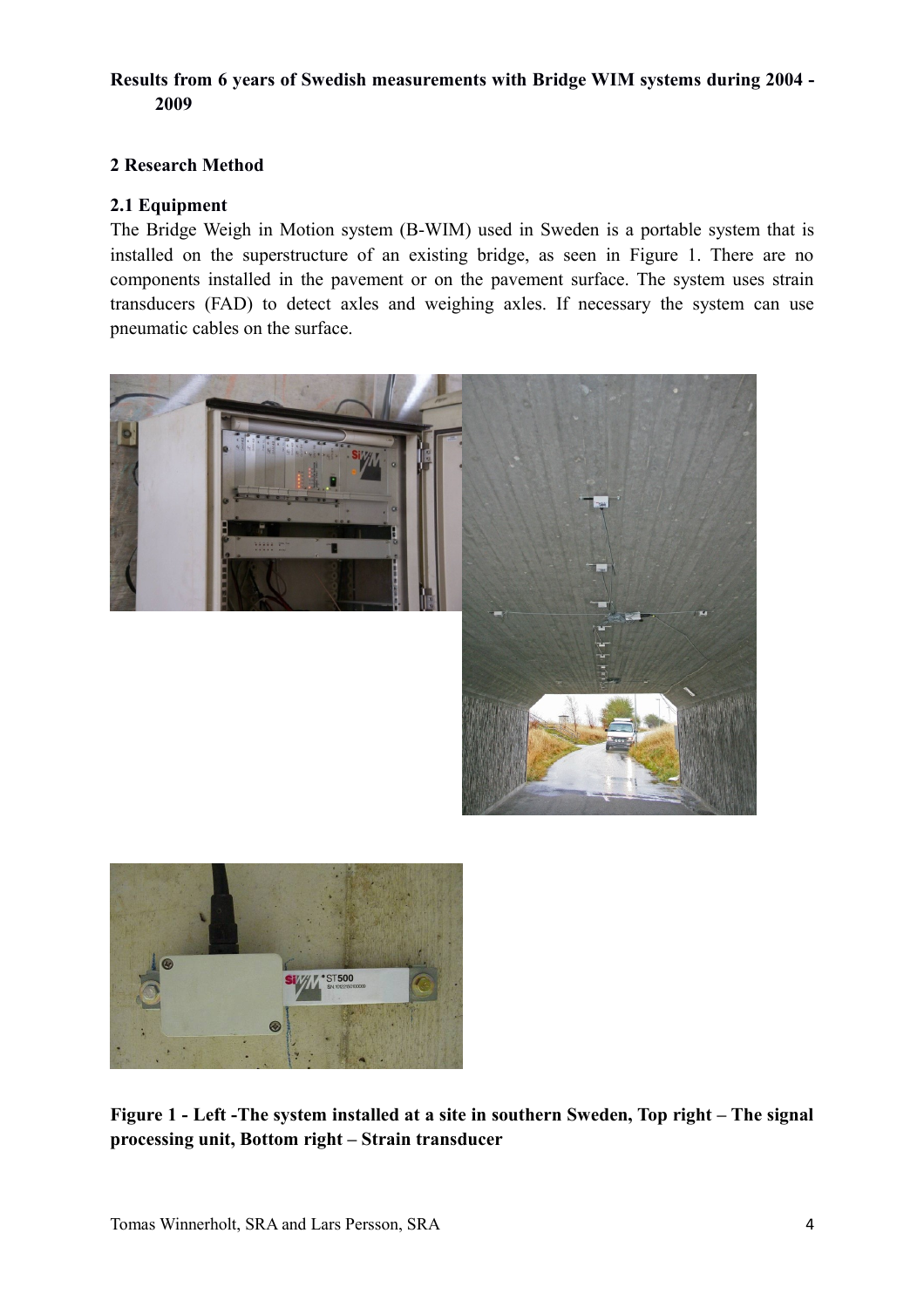**Results from 6 years of Swedish measurements with Bridge WIM systems during 2004 - 2009**

## 2 Research Method

### 2.1 Equipment

The Bridge Weigh in Motion system (B-WIM) used in Sweden is a portable system that is installed on the superstructure of an existing bridge, as seen in Figure 1. There are no components installed in the pavement or on the pavement surface. The system uses strain transducers (FAD) to detect axles and weighing axles. If necessary the system can use pneumatic cables on the surface.

**Figure 1 - Left -The system installed at a site in southern Sweden, Top right – The signal processing unit, Bottom right – Strain transducer**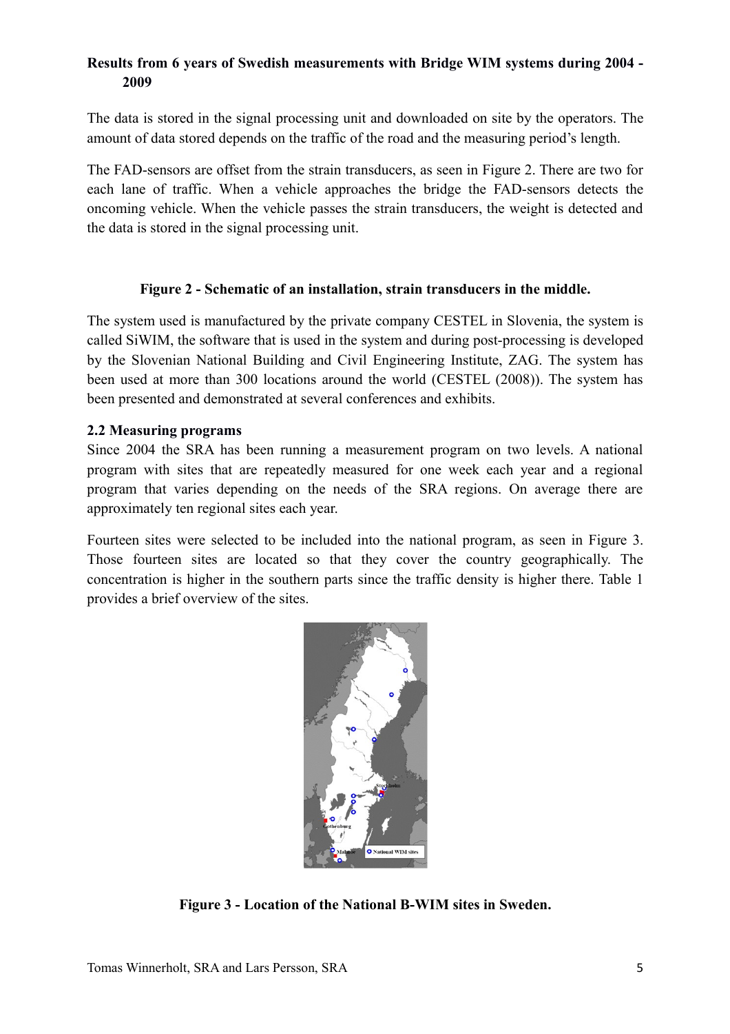**Results from 6 years of Swedish measurements with Bridge WIM systems during 2004 - 2009**

The data is stored in the signal processing unit and downloaded on site by the operators. The amount of data stored depends on the traffic of the road and the measuring period's length.

The FAD-sensors are offset from the strain transducers, as seen in Figure 2. There are two for each lane of traffic. When a vehicle approaches the bridge the FAD-sensors detects the oncoming vehicle. When the vehicle passes the strain transducers, the weight is detected and the data is stored in the signal processing unit.

**Figure 2 - Schematic of an installation, strain transducers in the middle.**

The system used is manufactured by the private company CESTEL in Slovenia, the system is called SiWIM, the software that is used in the system and during post-processing is developed by the Slovenian National Building and Civil Engineering Institute, ZAG. The system has been used at more than 300 locations around the world (CESTEL (2008)). The system has been presented and demonstrated at several conferences and exhibits.

### 2.2 Measuring programs

Since 2004 the SRA has been running a measurement program on two levels. A national program with sites that are repeatedly measured for one week each year and a regional program that varies depending on the needs of the SRA regions. On average there are approximately ten regional sites each year.

Fourteen sites were selected to be included into the national program, as seen in Figure 3. Those fourteen sites are located so that they cover the country geographically. The concentration is higher in the southern parts since the traffic density is higher there. Table 1 provides a brief overview of the sites.

**Figure 3 - Location of the National B-WIM sites in Sweden.**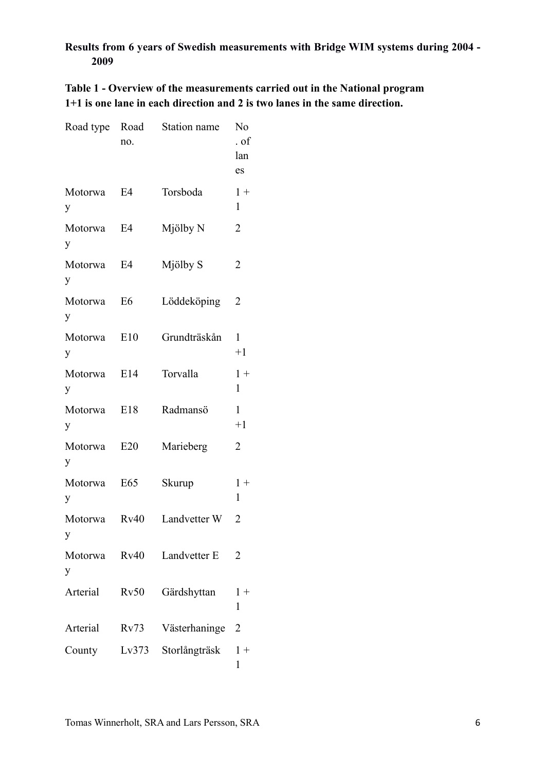**Results from 6 years of Swedish measurements with Bridge WIM systems during 2004 - 2009**

**Table 1 - Overview of the measurements carried out in the National program**
**1+1 is one lane in each direction and 2 is two lanes in the same direction.**

| Road type | Road no. | Station name | No. of lanes |
|---|---|---|---|
| Motorway | E4 | Torsboda | 1 + 1 |
| Motorway | E4 | Mjölby N | 2 |
| Motorway | E4 | Mjölby S | 2 |
| Motorway | E6 | Löddeköping | 2 |
| Motorway | E10 | Grundträskån | 1 +1 |
| Motorway | E14 | Torvalla | 1 + 1 |
| Motorway | E18 | Radmansö | 1 +1 |
| Motorway | E20 | Marieberg | 2 |
| Motorway | E65 | Skurup | 1 + 1 |
| Motorway | Rv40 | Landvetter W | 2 |
| Motorway | Rv40 | Landvetter E | 2 |
| Arterial | Rv50 | Gärdshyttan | 1 + 1 |
| Arterial | Rv73 | Västerhaninge | 2 |
| County | Lv373 | Storlångträsk | 1 + 1 |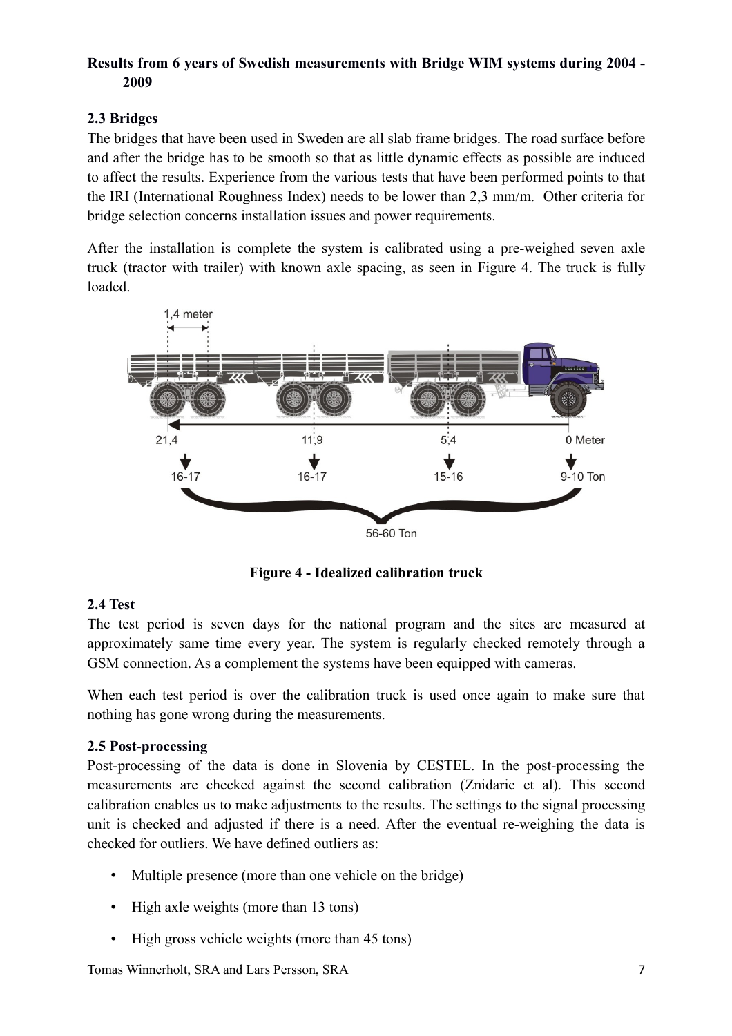**Results from 6 years of Swedish measurements with Bridge WIM systems during 2004 - 2009**

## 2.3 Bridges

The bridges that have been used in Sweden are all slab frame bridges. The road surface before and after the bridge has to be smooth so that as little dynamic effects as possible are induced to affect the results. Experience from the various tests that have been performed points to that the IRI (International Roughness Index) needs to be lower than 2,3 mm/m. Other criteria for bridge selection concerns installation issues and power requirements.

After the installation is complete the system is calibrated using a pre-weighed seven axle truck (tractor with trailer) with known axle spacing, as seen in Figure 4. The truck is fully loaded.

**Figure 4 - Idealized calibration truck**

## 2.4 Test

The test period is seven days for the national program and the sites are measured at approximately same time every year. The system is regularly checked remotely through a GSM connection. As a complement the systems have been equipped with cameras.

When each test period is over the calibration truck is used once again to make sure that nothing has gone wrong during the measurements.

## 2.5 Post-processing

Post-processing of the data is done in Slovenia by CESTEL. In the post-processing the measurements are checked against the second calibration (Znidaric et al). This second calibration enables us to make adjustments to the results. The settings to the signal processing unit is checked and adjusted if there is a need. After the eventual re-weighing the data is checked for outliers. We have defined outliers as:

- Multiple presence (more than one vehicle on the bridge)
- High axle weights (more than 13 tons)
- High gross vehicle weights (more than 45 tons)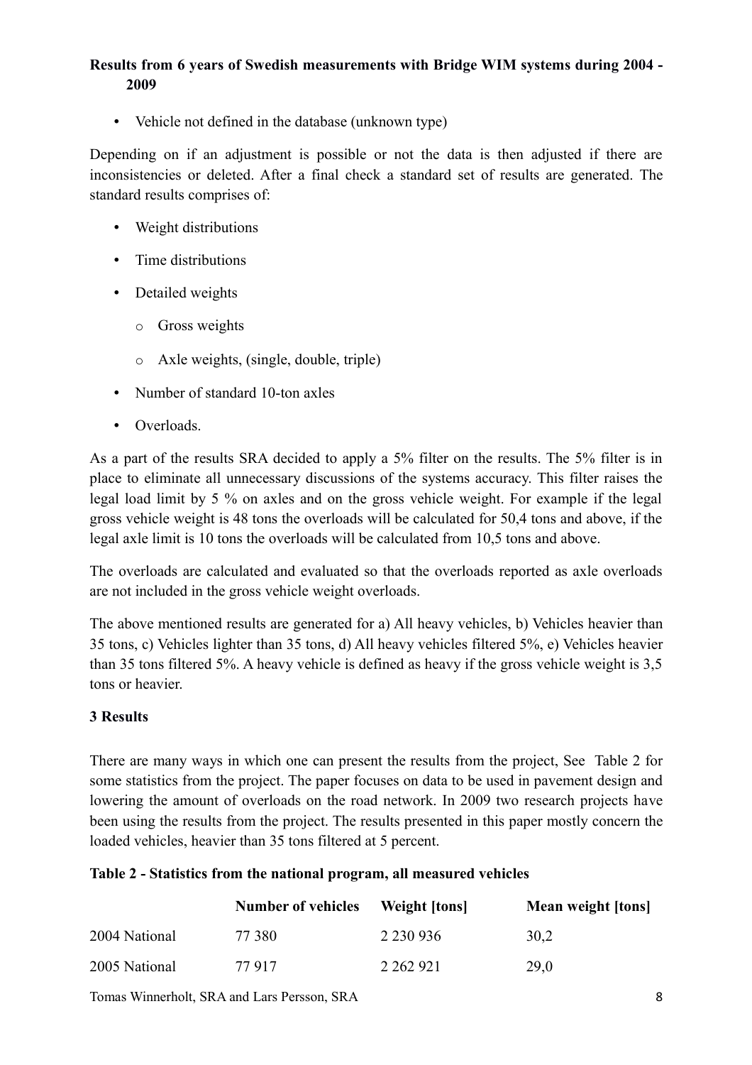**Results from 6 years of Swedish measurements with Bridge WIM systems during 2004 - 2009**

- Vehicle not defined in the database (unknown type)

Depending on if an adjustment is possible or not the data is then adjusted if there are inconsistencies or deleted. After a final check a standard set of results are generated. The standard results comprises of:

- Weight distributions
- Time distributions
- Detailed weights
  - Gross weights
  - Axle weights, (single, double, triple)
- Number of standard 10-ton axles
- Overloads.

As a part of the results SRA decided to apply a 5% filter on the results. The 5% filter is in place to eliminate all unnecessary discussions of the systems accuracy. This filter raises the legal load limit by 5 % on axles and on the gross vehicle weight. For example if the legal gross vehicle weight is 48 tons the overloads will be calculated for 50,4 tons and above, if the legal axle limit is 10 tons the overloads will be calculated from 10,5 tons and above.

The overloads are calculated and evaluated so that the overloads reported as axle overloads are not included in the gross vehicle weight overloads.

The above mentioned results are generated for a) All heavy vehicles, b) Vehicles heavier than 35 tons, c) Vehicles lighter than 35 tons, d) All heavy vehicles filtered 5%, e) Vehicles heavier than 35 tons filtered 5%. A heavy vehicle is defined as heavy if the gross vehicle weight is 3,5 tons or heavier.

## 3 Results

There are many ways in which one can present the results from the project, See Table 2 for some statistics from the project. The paper focuses on data to be used in pavement design and lowering the amount of overloads on the road network. In 2009 two research projects have been using the results from the project. The results presented in this paper mostly concern the loaded vehicles, heavier than 35 tons filtered at 5 percent.

**Table 2 - Statistics from the national program, all measured vehicles**

| | Number of vehicles | Weight [tons] | Mean weight [tons] |
|---|---|---|---|
| 2004 National | 77 380 | 2 230 936 | 30,2 |
| 2005 National | 77 917 | 2 262 921 | 29,0 |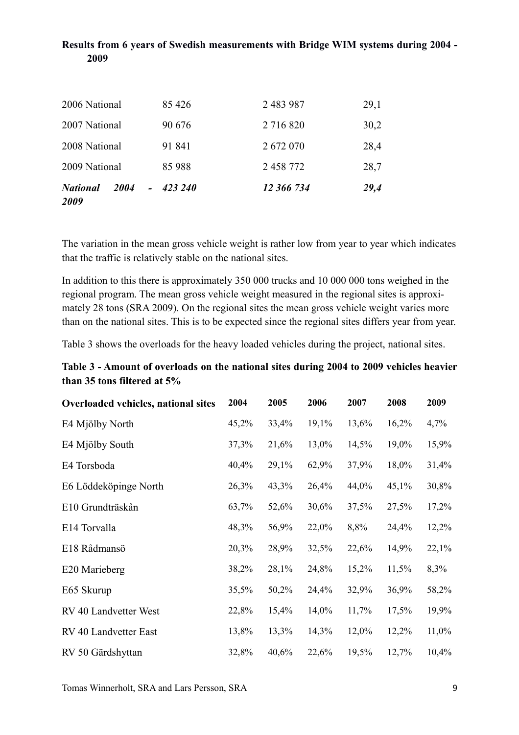| | | | |
|---|---|---|---|
| 2006 National | 85 426 | 2 483 987 | 29,1 |
| 2007 National | 90 676 | 2 716 820 | 30,2 |
| 2008 National | 91 841 | 2 672 070 | 28,4 |
| 2009 National | 85 988 | 2 458 772 | 28,7 |
| ***National 2004 - 2009*** | ***423 240*** | ***12 366 734*** | ***29,4*** |

The variation in the mean gross vehicle weight is rather low from year to year which indicates that the traffic is relatively stable on the national sites.

In addition to this there is approximately 350 000 trucks and 10 000 000 tons weighed in the regional program. The mean gross vehicle weight measured in the regional sites is approximately 28 tons (SRA 2009). On the regional sites the mean gross vehicle weight varies more than on the national sites. This is to be expected since the regional sites differs year from year.

Table 3 shows the overloads for the heavy loaded vehicles during the project, national sites.

**Table 3 - Amount of overloads on the national sites during 2004 to 2009 vehicles heavier than 35 tons filtered at 5%**

| Overloaded vehicles, national sites | 2004 | 2005 | 2006 | 2007 | 2008 | 2009 |
|---|---|---|---|---|---|---|
| E4 Mjölby North | 45,2% | 33,4% | 19,1% | 13,6% | 16,2% | 4,7% |
| E4 Mjölby South | 37,3% | 21,6% | 13,0% | 14,5% | 19,0% | 15,9% |
| E4 Torsboda | 40,4% | 29,1% | 62,9% | 37,9% | 18,0% | 31,4% |
| E6 Löddeköpinge North | 26,3% | 43,3% | 26,4% | 44,0% | 45,1% | 30,8% |
| E10 Grundträskån | 63,7% | 52,6% | 30,6% | 37,5% | 27,5% | 17,2% |
| E14 Torvalla | 48,3% | 56,9% | 22,0% | 8,8% | 24,4% | 12,2% |
| E18 Rådmansö | 20,3% | 28,9% | 32,5% | 22,6% | 14,9% | 22,1% |
| E20 Marieberg | 38,2% | 28,1% | 24,8% | 15,2% | 11,5% | 8,3% |
| E65 Skurup | 35,5% | 50,2% | 24,4% | 32,9% | 36,9% | 58,2% |
| RV 40 Landvetter West | 22,8% | 15,4% | 14,0% | 11,7% | 17,5% | 19,9% |
| RV 40 Landvetter East | 13,8% | 13,3% | 14,3% | 12,0% | 12,2% | 11,0% |
| RV 50 Gärdshyttan | 32,8% | 40,6% | 22,6% | 19,5% | 12,7% | 10,4% |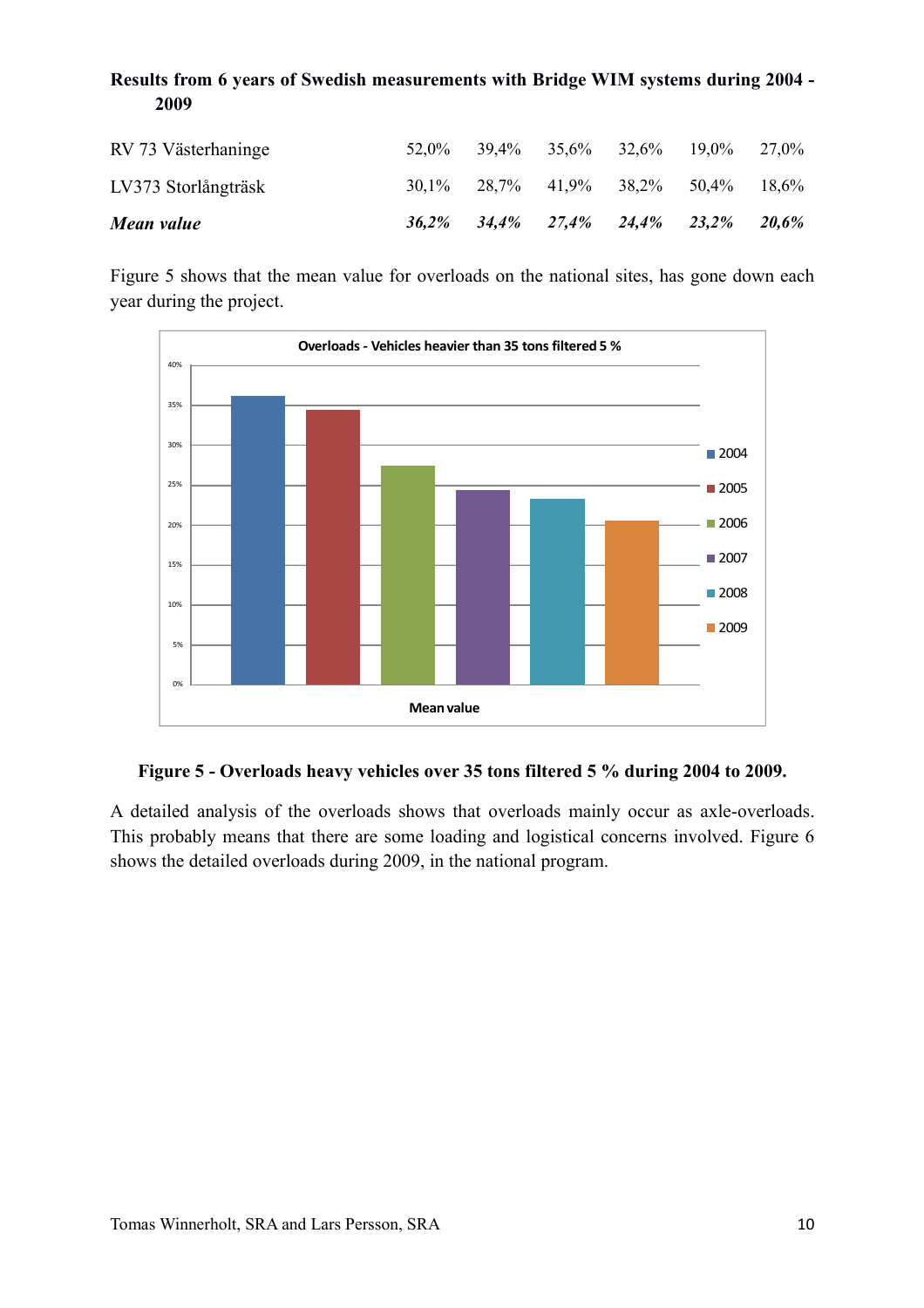**Results from 6 years of Swedish measurements with Bridge WIM systems during 2004 - 2009**

| | | | | | | |
|---|---|---|---|---|---|---|
| RV 73 Västerhaninge | 52,0% | 39,4% | 35,6% | 32,6% | 19,0% | 27,0% |
| LV373 Storlångträsk | 30,1% | 28,7% | 41,9% | 38,2% | 50,4% | 18,6% |
| ***Mean value*** | ***36,2%*** | ***34,4%*** | ***27,4%*** | ***24,4%*** | ***23,2%*** | ***20,6%*** |

Figure 5 shows that the mean value for overloads on the national sites, has gone down each year during the project.

**Figure 5 - Overloads heavy vehicles over 35 tons filtered 5 % during 2004 to 2009.**

A detailed analysis of the overloads shows that overloads mainly occur as axle-overloads. This probably means that there are some loading and logistical concerns involved. Figure 6 shows the detailed overloads during 2009, in the national program.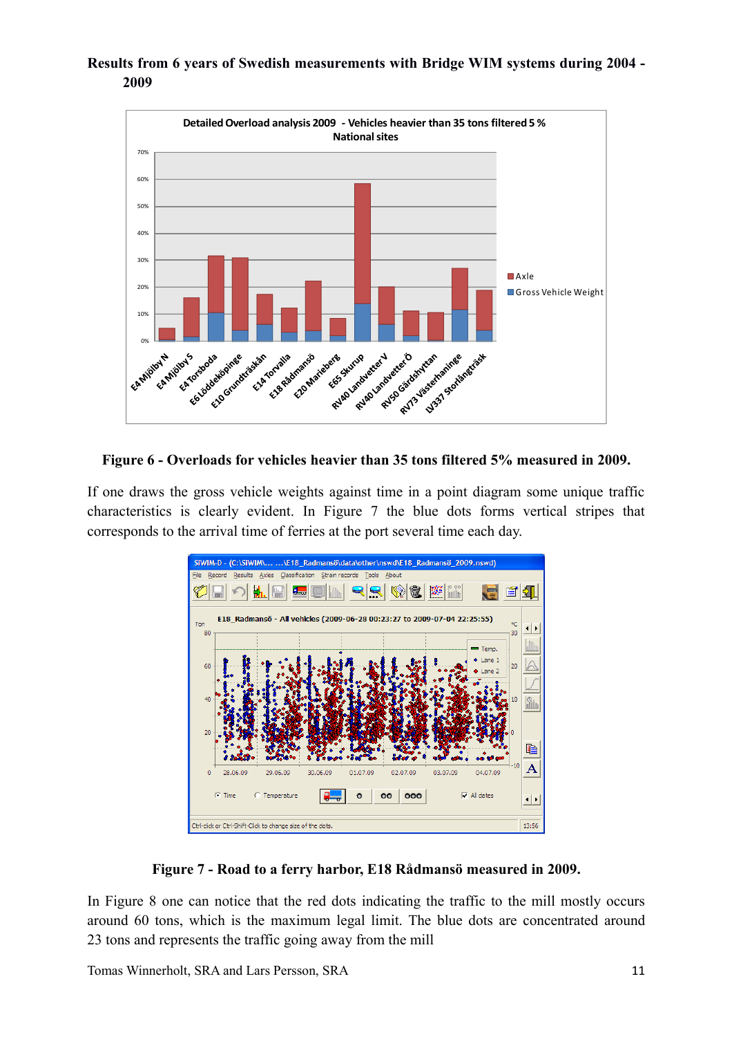**Results from 6 years of Swedish measurements with Bridge WIM systems during 2004 - 2009**

**Figure 6 - Overloads for vehicles heavier than 35 tons filtered 5% measured in 2009.**

If one draws the gross vehicle weights against time in a point diagram some unique traffic characteristics is clearly evident. In Figure 7 the blue dots forms vertical stripes that corresponds to the arrival time of ferries at the port several time each day.

**Figure 7 - Road to a ferry harbor, E18 Rådmansö measured in 2009.**

In Figure 8 one can notice that the red dots indicating the traffic to the mill mostly occurs around 60 tons, which is the maximum legal limit. The blue dots are concentrated around 23 tons and represents the traffic going away from the mill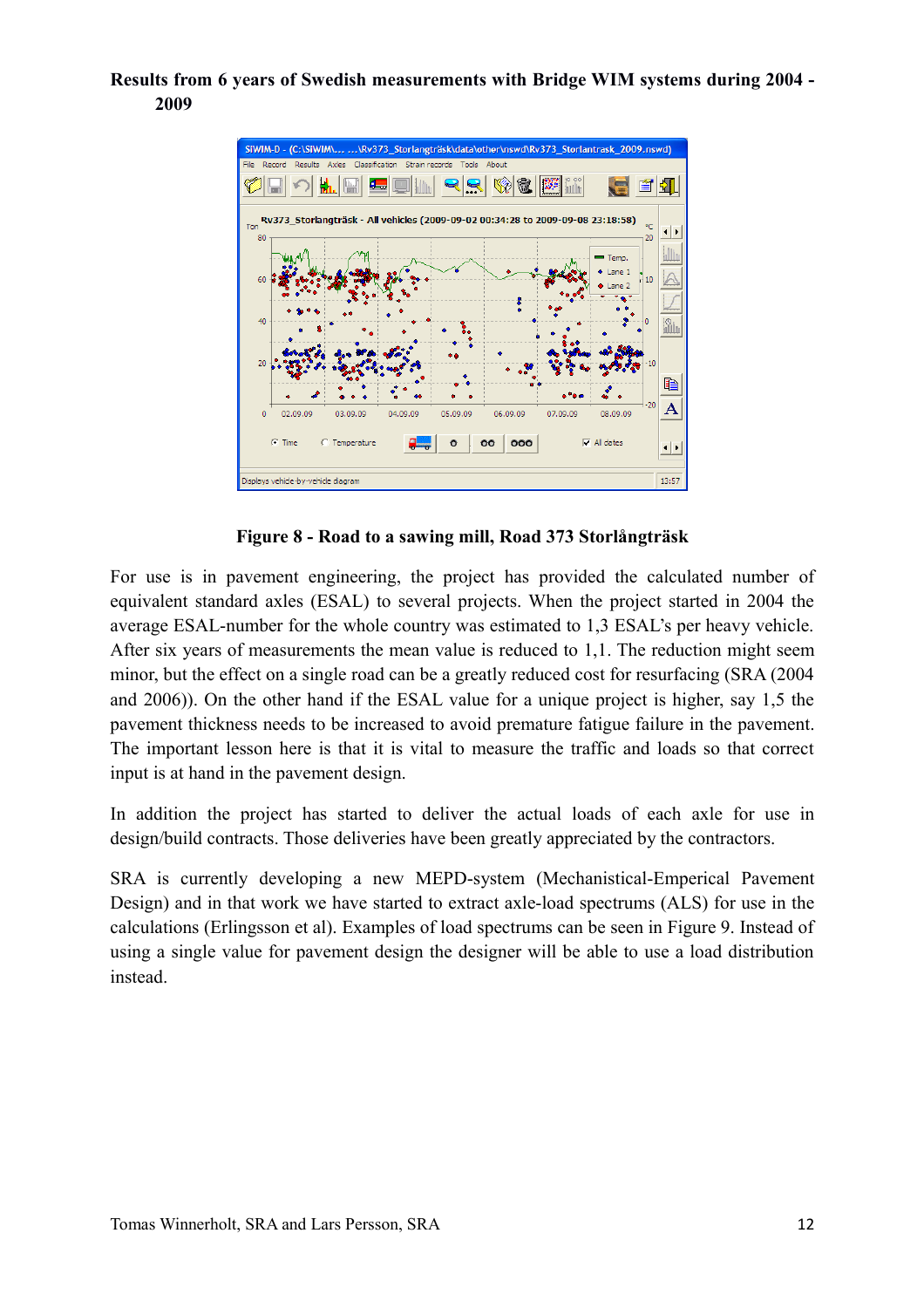Results from 6 years of Swedish measurements with Bridge WIM systems during 2004 - 2009

**Figure 8 - Road to a sawing mill, Road 373 Storlångträsk**

For use is in pavement engineering, the project has provided the calculated number of equivalent standard axles (ESAL) to several projects. When the project started in 2004 the average ESAL-number for the whole country was estimated to 1,3 ESAL's per heavy vehicle. After six years of measurements the mean value is reduced to 1,1. The reduction might seem minor, but the effect on a single road can be a greatly reduced cost for resurfacing (SRA (2004 and 2006)). On the other hand if the ESAL value for a unique project is higher, say 1,5 the pavement thickness needs to be increased to avoid premature fatigue failure in the pavement. The important lesson here is that it is vital to measure the traffic and loads so that correct input is at hand in the pavement design.

In addition the project has started to deliver the actual loads of each axle for use in design/build contracts. Those deliveries have been greatly appreciated by the contractors.

SRA is currently developing a new MEPD-system (Mechanistical-Emperical Pavement Design) and in that work we have started to extract axle-load spectrums (ALS) for use in the calculations (Erlingsson et al). Examples of load spectrums can be seen in Figure 9. Instead of using a single value for pavement design the designer will be able to use a load distribution instead.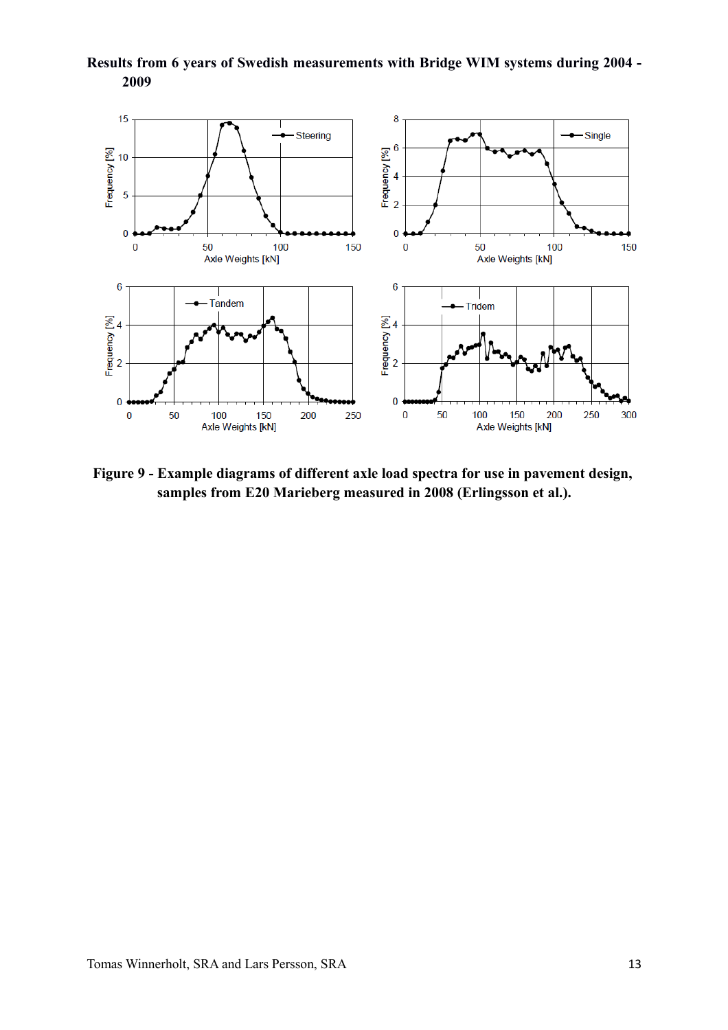**Results from 6 years of Swedish measurements with Bridge WIM systems during 2004 - 2009**

**Figure 9 - Example diagrams of different axle load spectra for use in pavement design, samples from E20 Marieberg measured in 2008 (Erlingsson et al.).**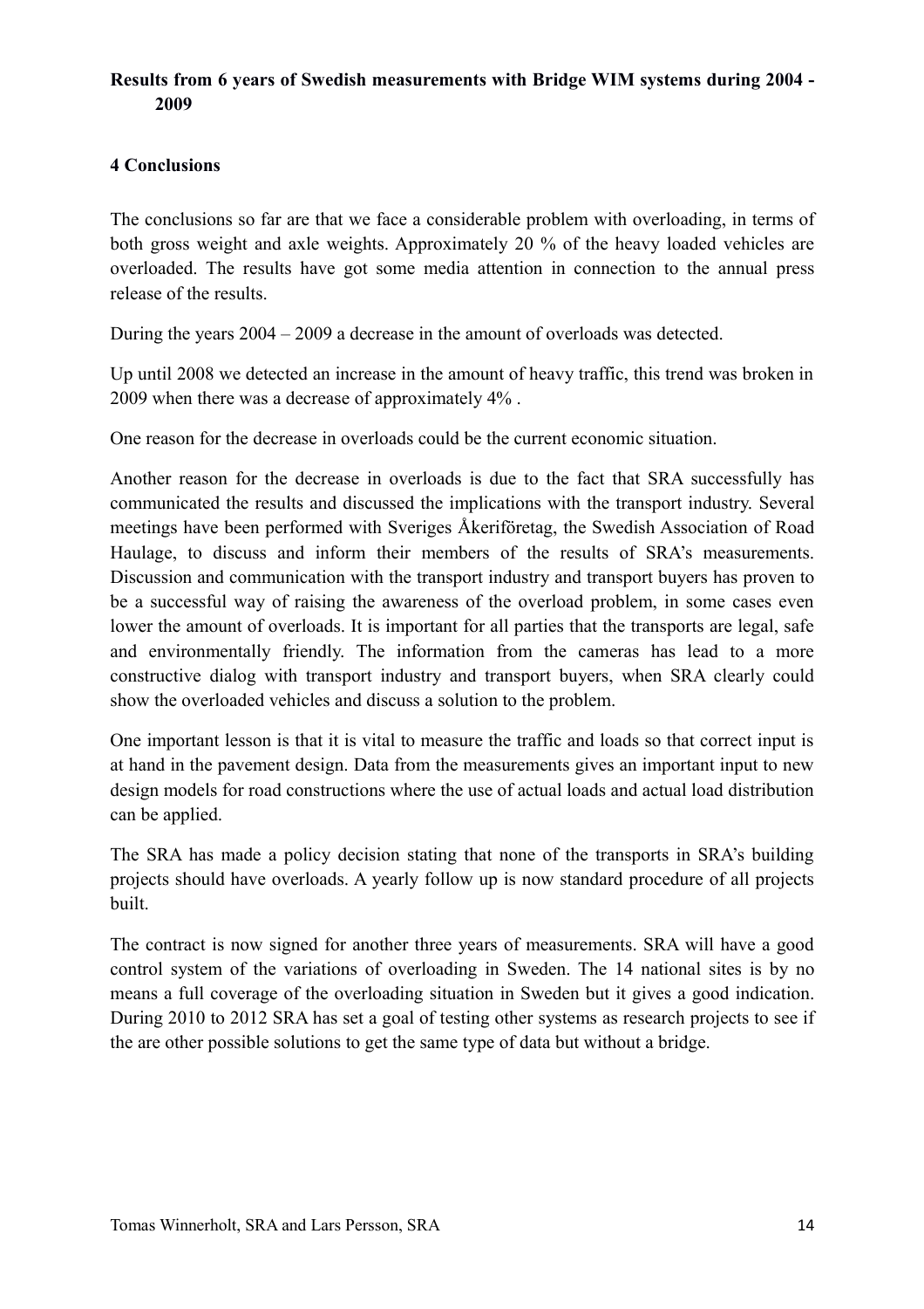**Results from 6 years of Swedish measurements with Bridge WIM systems during 2004 - 2009**

## 4 Conclusions

The conclusions so far are that we face a considerable problem with overloading, in terms of both gross weight and axle weights. Approximately 20 % of the heavy loaded vehicles are overloaded. The results have got some media attention in connection to the annual press release of the results.

During the years 2004 – 2009 a decrease in the amount of overloads was detected.

Up until 2008 we detected an increase in the amount of heavy traffic, this trend was broken in 2009 when there was a decrease of approximately 4% .

One reason for the decrease in overloads could be the current economic situation.

Another reason for the decrease in overloads is due to the fact that SRA successfully has communicated the results and discussed the implications with the transport industry. Several meetings have been performed with Sveriges Åkeriföretag, the Swedish Association of Road Haulage, to discuss and inform their members of the results of SRA's measurements. Discussion and communication with the transport industry and transport buyers has proven to be a successful way of raising the awareness of the overload problem, in some cases even lower the amount of overloads. It is important for all parties that the transports are legal, safe and environmentally friendly. The information from the cameras has lead to a more constructive dialog with transport industry and transport buyers, when SRA clearly could show the overloaded vehicles and discuss a solution to the problem.

One important lesson is that it is vital to measure the traffic and loads so that correct input is at hand in the pavement design. Data from the measurements gives an important input to new design models for road constructions where the use of actual loads and actual load distribution can be applied.

The SRA has made a policy decision stating that none of the transports in SRA's building projects should have overloads. A yearly follow up is now standard procedure of all projects built.

The contract is now signed for another three years of measurements. SRA will have a good control system of the variations of overloading in Sweden. The 14 national sites is by no means a full coverage of the overloading situation in Sweden but it gives a good indication. During 2010 to 2012 SRA has set a goal of testing other systems as research projects to see if the are other possible solutions to get the same type of data but without a bridge.

Tomas Winnerholt, SRA and Lars Persson, SRA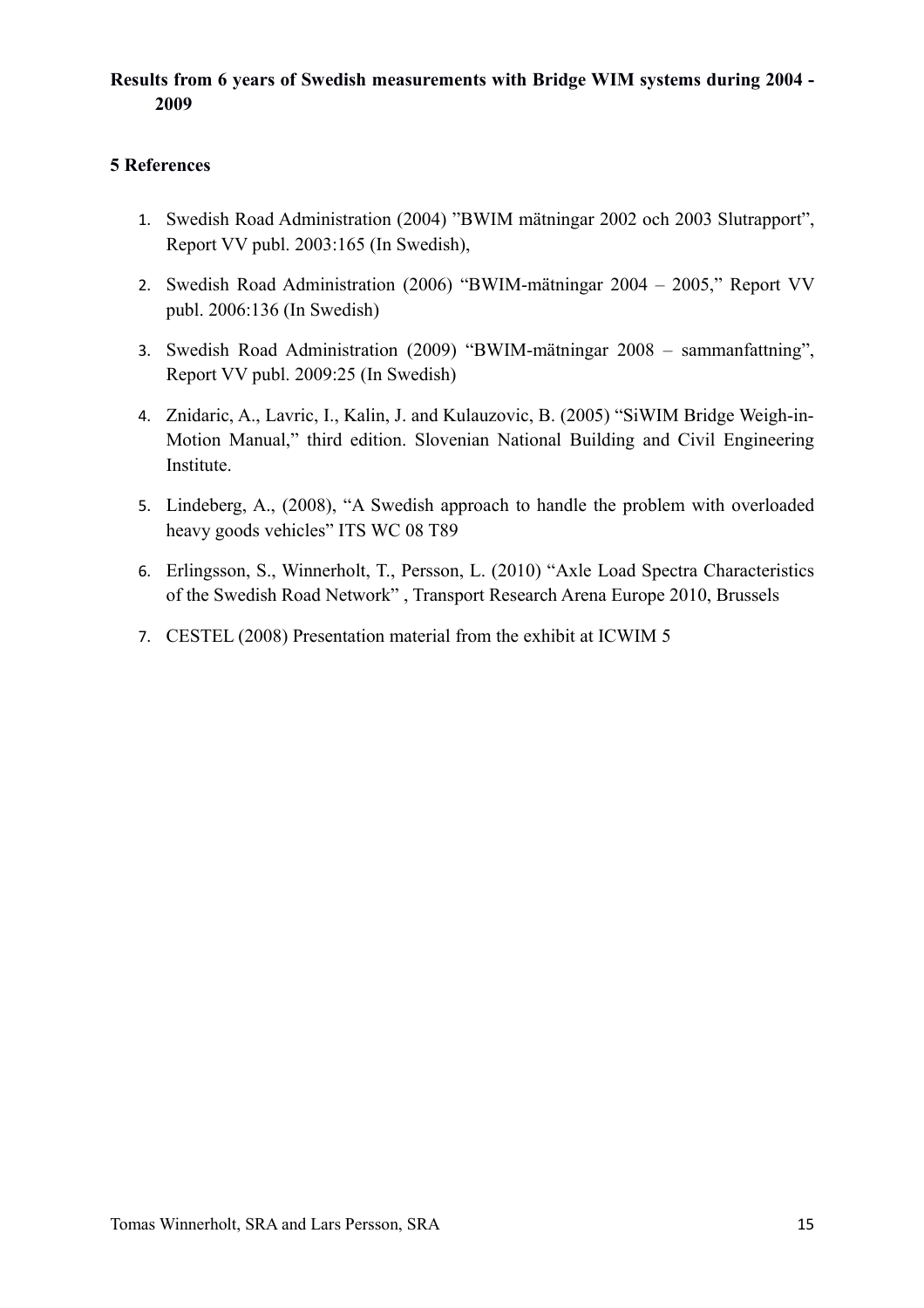## 5 References

1. Swedish Road Administration (2004) ”BWIM mätningar 2002 och 2003 Slutrapport”, Report VV publ. 2003:165 (In Swedish),
2. Swedish Road Administration (2006) “BWIM-mätningar 2004 – 2005,” Report VV publ. 2006:136 (In Swedish)
3. Swedish Road Administration (2009) “BWIM-mätningar 2008 – sammanfattning”, Report VV publ. 2009:25 (In Swedish)
4. Znidaric, A., Lavric, I., Kalin, J. and Kulauzovic, B. (2005) “SiWIM Bridge Weigh-in-Motion Manual,” third edition. Slovenian National Building and Civil Engineering Institute.
5. Lindeberg, A., (2008), “A Swedish approach to handle the problem with overloaded heavy goods vehicles” ITS WC 08 T89
6. Erlingsson, S., Winnerholt, T., Persson, L. (2010) “Axle Load Spectra Characteristics of the Swedish Road Network” , Transport Research Arena Europe 2010, Brussels
7. CESTEL (2008) Presentation material from the exhibit at ICWIM 5